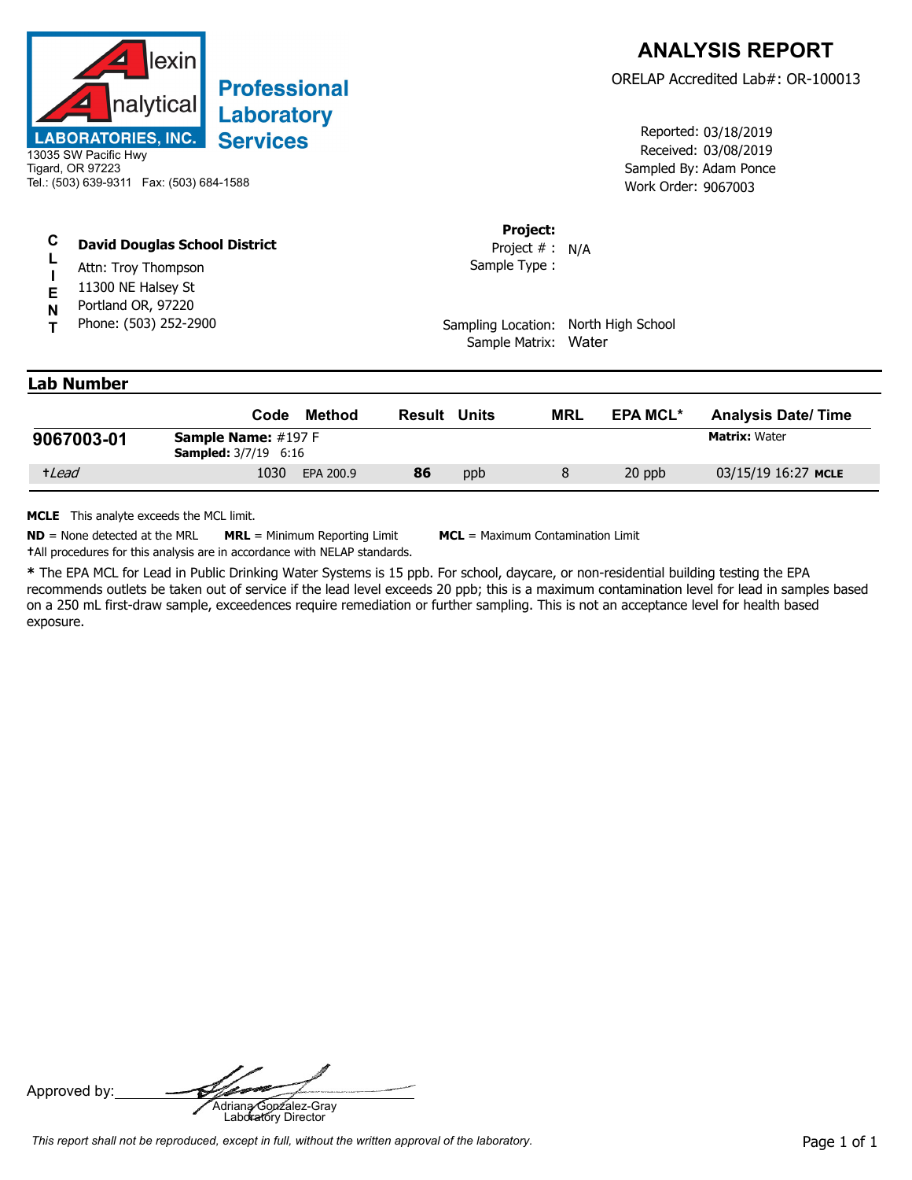# Alexin Analytical Laboratories, Inc.

**Professional Laboratory Services**

13035 SW Pacific Hwy
Tigard, OR 97223
Tel.: (503) 639-9311 Fax: (503) 684-1588

## ANALYSIS REPORT

ORELAP Accredited Lab#: OR-100013

Reported: 03/18/2019
Received: 03/08/2019
Sampled By: Adam Ponce
Work Order: 9067003

**CLIENT**

**David Douglas School District**
Attn: Troy Thompson
11300 NE Halsey St
Portland OR, 97220
Phone: (503) 252-2900

**Project:**
Project # : N/A
Sample Type :

Sampling Location: North High School
Sample Matrix: Water

### Lab Number

| Lab Number | Code | Method | Result | Units | MRL | EPA MCL* | Analysis Date/ Time |
|---|---|---|---|---|---|---|---|
| **9067003-01** | **Sample Name:** #197 F **Sampled:** 3/7/19 6:16 | | | | | | **Matrix:** Water |
| †*Lead* | 1030 | EPA 200.9 | **86** | ppb | 8 | 20 ppb | 03/15/19 16:27 **MCLE** |

**MCLE** This analyte exceeds the MCL limit.

**ND** = None detected at the MRL **MRL** = Minimum Reporting Limit **MCL** = Maximum Contamination Limit

†All procedures for this analysis are in accordance with NELAP standards.

**\*** The EPA MCL for Lead in Public Drinking Water Systems is 15 ppb. For school, daycare, or non-residential building testing the EPA recommends outlets be taken out of service if the lead level exceeds 20 ppb; this is a maximum contamination level for lead in samples based on a 250 mL first-draw sample, exceedences require remediation or further sampling. This is not an acceptance level for health based exposure.

Approved by: Adriana Gonzalez-Gray
Laboratory Director

*This report shall not be reproduced, except in full, without the written approval of the laboratory.*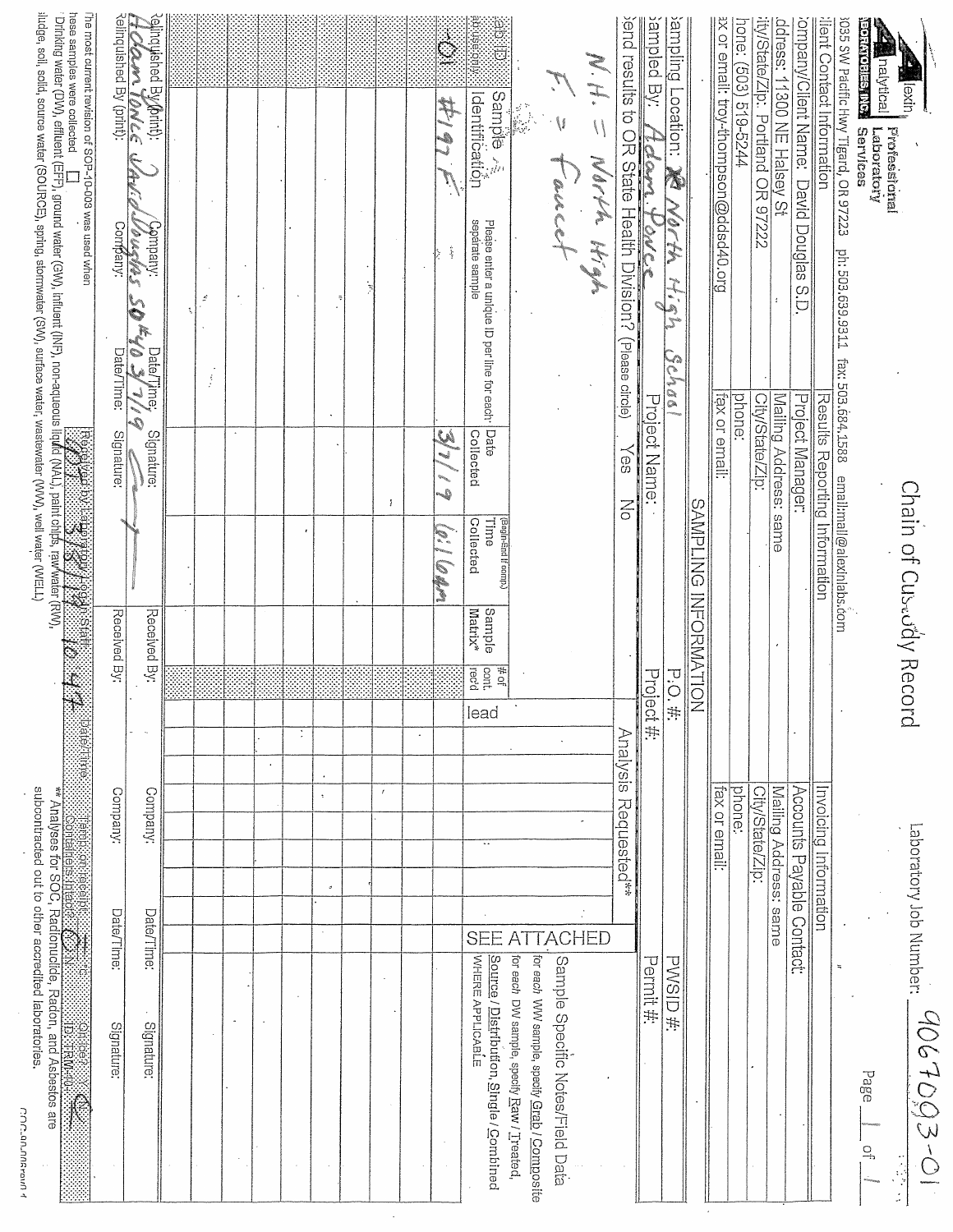# Chain of Custody Record

Laboratory Job Number: 9067003-01

Page 1 of 1

Alexin Analytical Laboratories, Inc. — Professional Laboratory Services

3035 SW Pacific Hwy Tigard, OR 97223 ph: 503.639.9311 fax: 503.684.1588 email: mail@alexinlabs.com

| Client Contact Information | Results Reporting Information | Invoicing Information |
|---|---|---|
| Company/Client Name: David Douglas S.D. | Project Manager: | Accounts Payable Contact: |
| Address: 11300 NE Halsey St | Mailing Address: same | Mailing Address: same |
| City/State/Zip: Portland OR 97222 | City/State/Zip: | City/State/Zip: |
| Phone: (503) 519-5244 | phone: | phone: |
| fax or email: troy-thompson@ddsd40.org | fax or email: | fax or email: |

## SAMPLING INFORMATION

Sampling Location: North High School — P.O. #: — PWSID #:

Sampled By: Adam Ponce — Project Name: — Project #: — Permit #:

Send results to OR State Health Division? (Please circle) Yes No

N.H. = North High

F. = Faucet

| Lab ID (lab use only) | Sample Identification (Please enter a unique ID per line for each separate sample) | Date Collected | Time Collected (Begin-End if comp.) | Sample Matrix* | # of cont. rec'd | Analysis Requested** | Sample Specific Notes/Field Data (for each WW sample, specify Grab / Composite; for each DW sample, specify Raw / Treated, Source / Distribution, Single / Combined WHERE APPLICABLE) |
|---|---|---|---|---|---|---|---|
| -01 | #197F | 3/7/19 | 6:16 am | | | lead | SEE ATTACHED |

| Relinquished By (print): | Company: | Date/Time: | Signature: | Received By: | Company: | Date/Time: | Signature: |
|---|---|---|---|---|---|---|---|
| Adam Ponce | David Douglas SD #40 | 3/7/19 | | | | | |

| Relinquished By (print): | Company: | Date/Time: | Signature: | Received By: | Company: | Date/Time: | Signature: |
|---|---|---|---|---|---|---|---|
| | | | | | | | |

Received by Laboratory / Lab Staff: Date/Time: 3/8/19 10:47 — Temp on receipt: °C — Containers intact: Y — Cooler ID: RM-6

The most current revision of SOP-10-003 was used when these samples were collected ☐

* Drinking water (DW), effluent (EFF), ground water (GW), influent (INF), non-aqueous liquid (NAL), paint chips, raw water (RW), sludge, soil, solid, source water (SOURCE), spring, stormwater (SW), surface water, wastewater (WW), well water (WELL)

** Analyses for SOC, Radionuclide, Radon, and Asbestos are subcontracted out to other accredited laboratories.